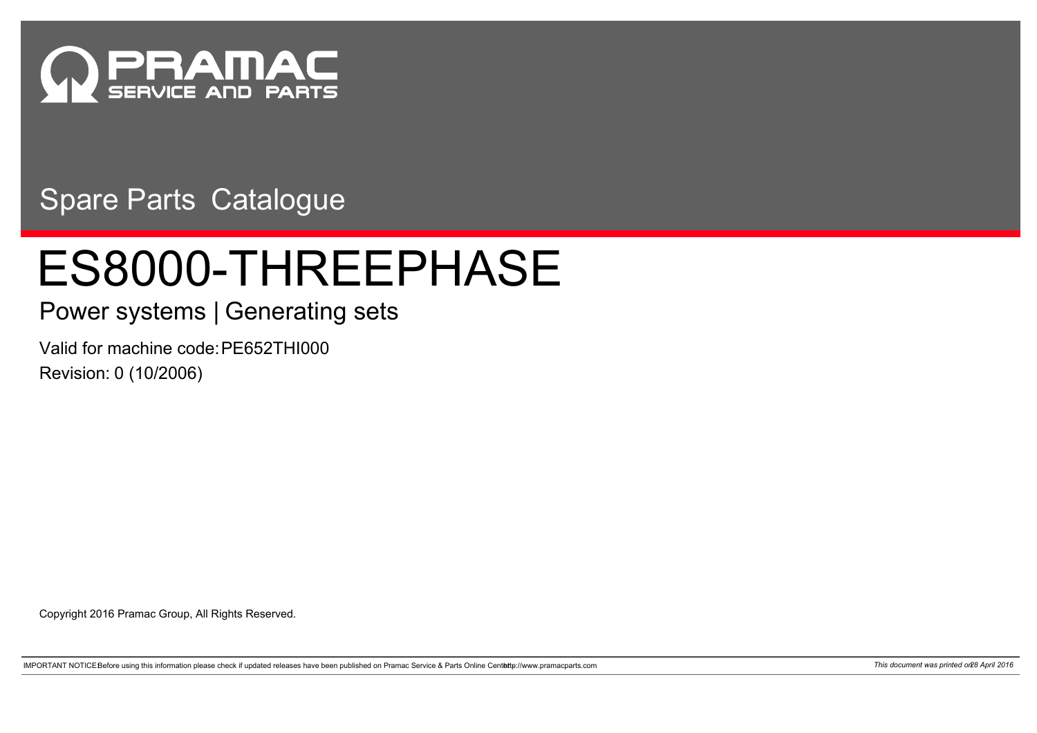PRAMAC
SERVICE AND PARTS

Spare Parts Catalogue

# ES8000-THREEPHASE

## Power systems | Generating sets

Valid for machine code: PE652THI000

Revision: 0 (10/2006)

Copyright 2016 Pramac Group, All Rights Reserved.

IMPORTANT NOTICE: Before using this information please check if updated releases have been published on Pramac Service & Parts Online Center: http://www.pramacparts.com

*This document was printed on 28 April 2016*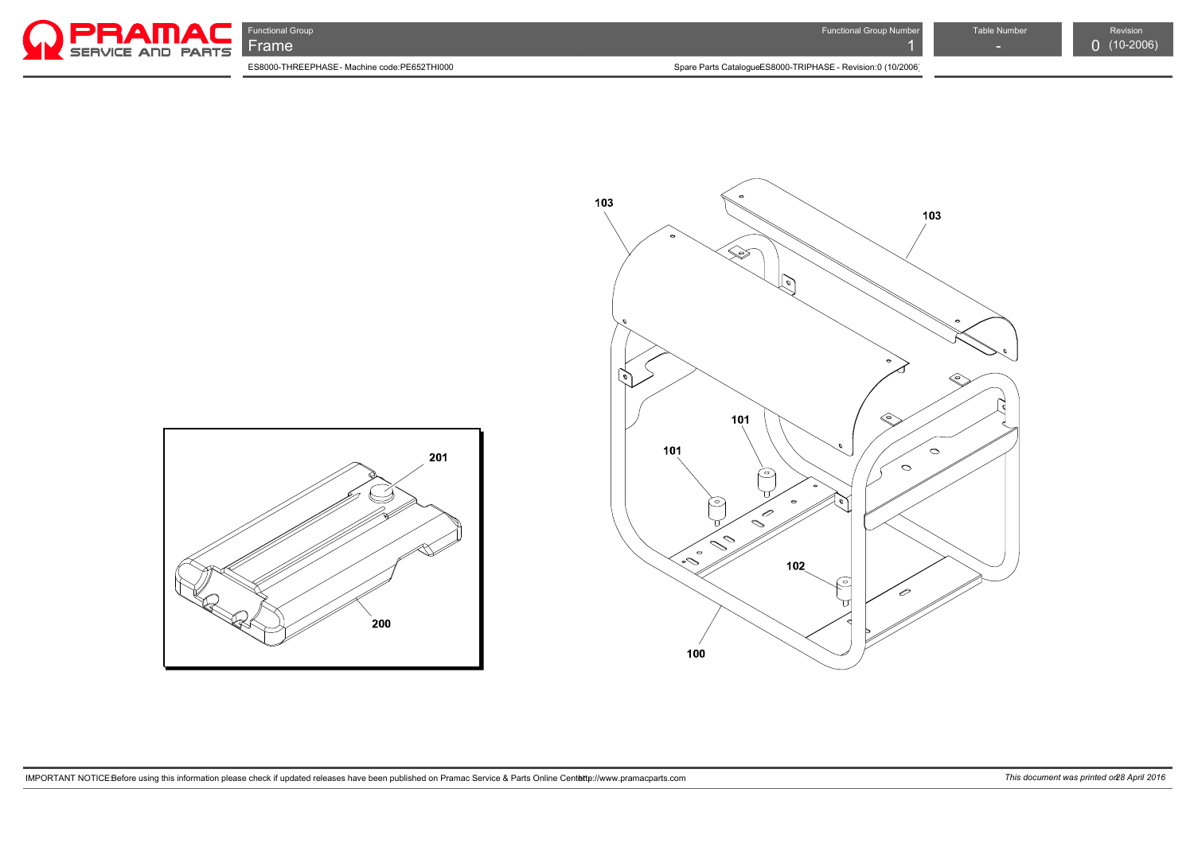# Frame

Functional Group Number: 1

Table Number: -

Revision: 0 (10-2006)

ES8000-THREEPHASE - Machine code:PE652THI000

Spare Parts Catalogue ES8000-TRIPHASE - Revision:0 (10/2006)

103

103

101

101

102

100

201

200

IMPORTANT NOTICE: Before using this information please check if updated releases have been published on Pramac Service & Parts Online Center http://www.pramacparts.com

*This document was printed on 28 April 2016*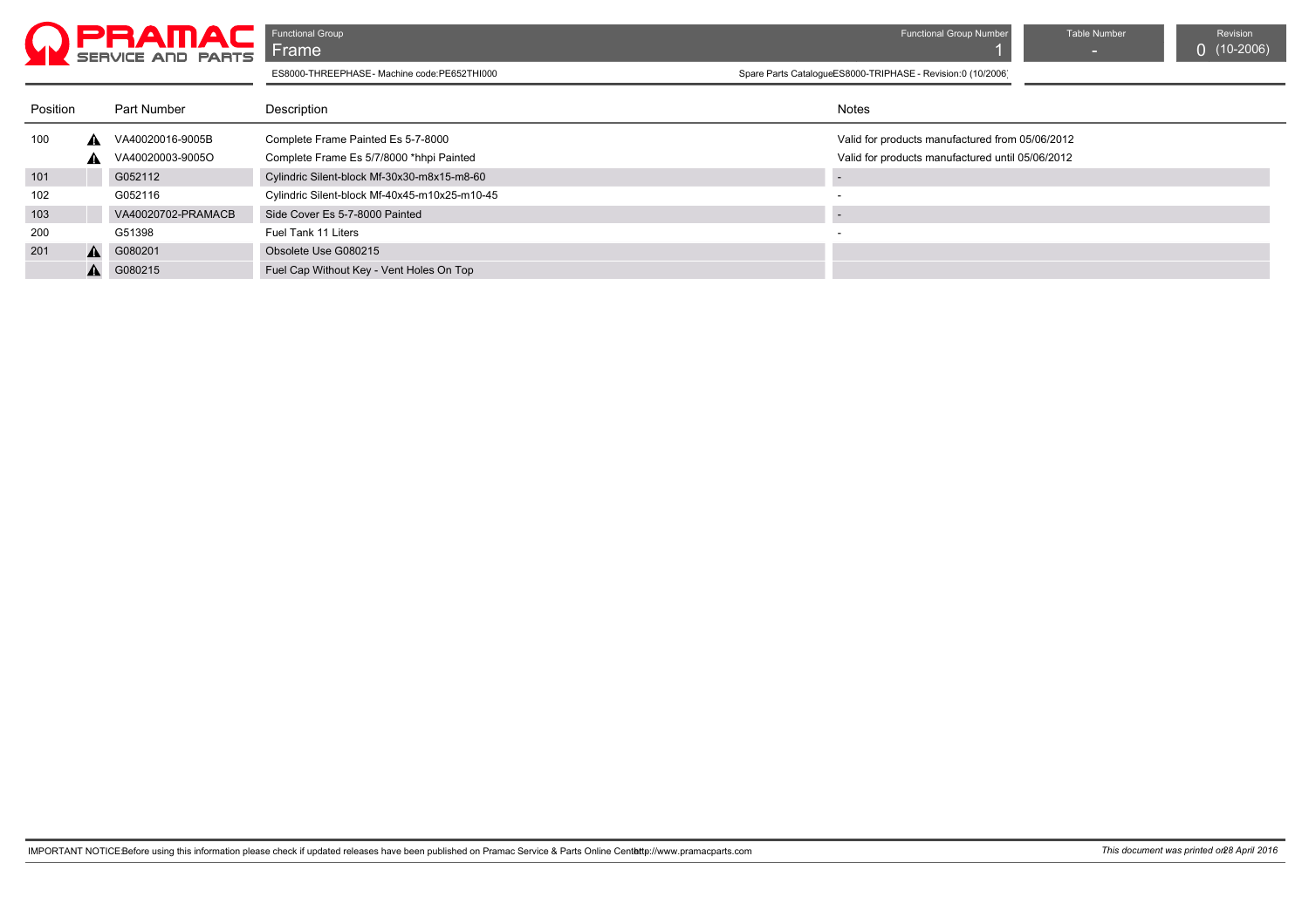# Frame

Functional Group Number: 1 | Table Number: - | Revision: 0 (10-2006)

ES8000-THREEPHASE - Machine code:PE652THI000

Spare Parts Catalogue ES8000-TRIPHASE - Revision:0 (10/2006)

| Position | | Part Number | Description | Notes |
|---|---|---|---|---|
| 100 | ⚠ | VA40020016-9005B | Complete Frame Painted Es 5-7-8000 | Valid for products manufactured from 05/06/2012 |
| | ⚠ | VA40020003-9005O | Complete Frame Es 5/7/8000 *hhpi Painted | Valid for products manufactured until 05/06/2012 |
| 101 | | G052112 | Cylindric Silent-block Mf-30x30-m8x15-m8-60 | - |
| 102 | | G052116 | Cylindric Silent-block Mf-40x45-m10x25-m10-45 | - |
| 103 | | VA40020702-PRAMACB | Side Cover Es 5-7-8000 Painted | - |
| 200 | | G51398 | Fuel Tank 11 Liters | - |
| 201 | ⚠ | G080201 | Obsolete Use G080215 | |
| | ⚠ | G080215 | Fuel Cap Without Key - Vent Holes On Top | |

IMPORTANT NOTICE: Before using this information please check if updated releases have been published on Pramac Service & Parts Online Center http://www.pramacparts.com

*This document was printed on 28 April 2016*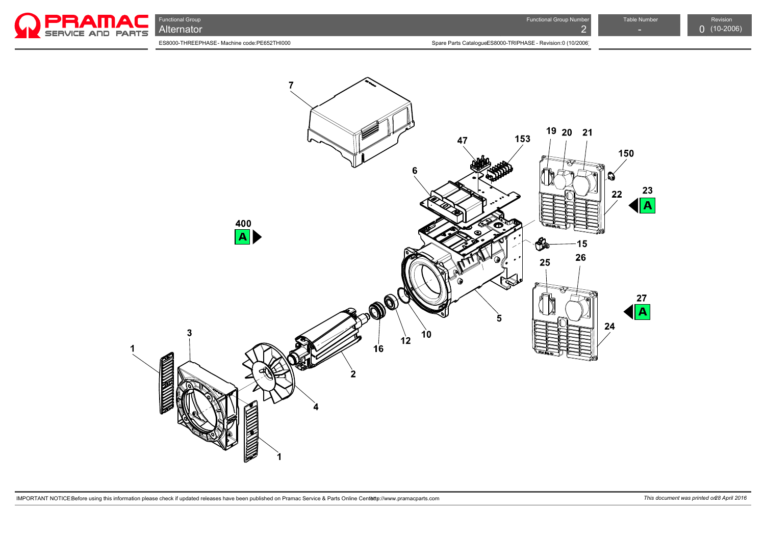Functional Group: Alternator

Functional Group Number: 2

Table Number: -

Revision: 0 (10-2006)

ES8000-THREEPHASE - Machine code:PE652THI000

Spare Parts Catalogue ES8000-TRIPHASE - Revision:0 (10/2006)

7

47 153 19 20 21 150

6

23 A 22

400 A

15

25 26

5

27 A 24

10 12 16

3

1

2

4

1

IMPORTANT NOTICE: Before using this information please check if updated releases have been published on Pramac Service & Parts Online Center http://www.pramacparts.com

*This document was printed on 28 April 2016*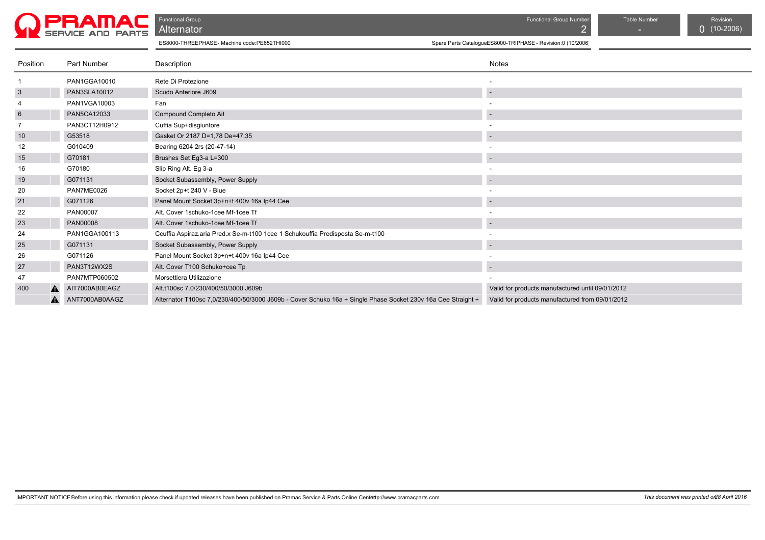Functional Group

# Alternator

Functional Group Number: 2

Table Number: -

Revision: 0 (10-2006)

ES8000-THREEPHASE - Machine code:PE652THI000

Spare Parts Catalogue ES8000-TRIPHASE - Revision:0 (10/2006)

| Position | | Part Number | Description | Notes |
|---|---|---|---|---|
| 1 | | PAN1GGA10010 | Rete Di Protezione | - |
| 3 | | PAN3SLA10012 | Scudo Anteriore J609 | - |
| 4 | | PAN1VGA10003 | Fan | - |
| 6 | | PAN5CA12033 | Compound Completo Ait | - |
| 7 | | PAN3CT12H0912 | Cuffia Sup+disgiuntore | - |
| 10 | | G53518 | Gasket Or 2187 D=1,78 De=47,35 | - |
| 12 | | G010409 | Bearing 6204 2rs (20-47-14) | - |
| 15 | | G70181 | Brushes Set Eg3-a L=300 | - |
| 16 | | G70180 | Slip Ring Alt. Eg 3-a | - |
| 19 | | G071131 | Socket Subassembly, Power Supply | - |
| 20 | | PAN7ME0026 | Socket 2p+t 240 V - Blue | - |
| 21 | | G071126 | Panel Mount Socket 3p+n+t 400v 16a Ip44 Cee | - |
| 22 | | PAN00007 | Alt. Cover 1schuko-1cee Mf-1cee Tf | - |
| 23 | | PAN00008 | Alt. Cover 1schuko-1cee Mf-1cee Tf | - |
| 24 | | PAN1GGA100113 | Ccuffia Aspiraz.aria Pred.x Se-m-t100 1cee 1 Schukouffia Predisposta Se-m-t100 | - |
| 25 | | G071131 | Socket Subassembly, Power Supply | - |
| 26 | | G071126 | Panel Mount Socket 3p+n+t 400v 16a Ip44 Cee | - |
| 27 | | PAN3T12WX2S | Alt. Cover T100 Schuko+cee Tp | - |
| 47 | | PAN7MTP060502 | Morsettiera Utilizazione | - |
| 400 | ⚠ | AIT7000AB0EAGZ | Alt.t100sc 7.0/230/400/50/3000 J609b | Valid for products manufactured until 09/01/2012 |
| | ⚠ | ANT7000AB0AAGZ | Alternator T100sc 7,0/230/400/50/3000 J609b - Cover Schuko 16a + Single Phase Socket 230v 16a Cee Straight + | Valid for products manufactured from 09/01/2012 |

IMPORTANT NOTICE: Before using this information please check if updated releases have been published on Pramac Service & Parts Online Center http://www.pramacparts.com

*This document was printed on 28 April 2016*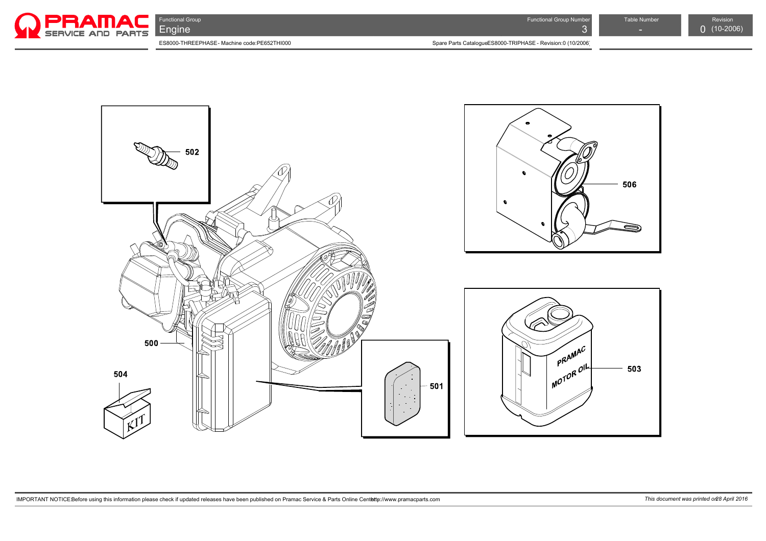Functional Group
Engine

Functional Group Number 3

Table Number -

Revision 0 (10-2006)

ES8000-THREEPHASE - Machine code:PE652THI000

Spare Parts CatalogueES8000-TRIPHASE - Revision:0 (10/2006)

502

506

500

504

KIT

501

PRAMAC MOTOR OIL

503

IMPORTANT NOTICE:Before using this information please check if updated releases have been published on Pramac Service & Parts Online Center: http://www.pramacparts.com

*This document was printed on 28 April 2016*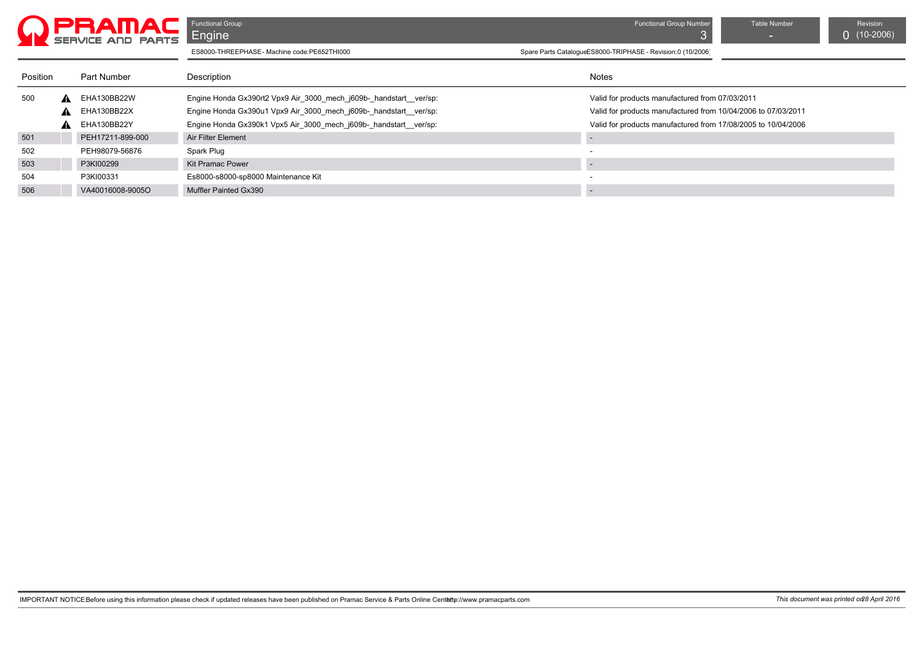## Functional Group: Engine

Functional Group Number: 3

Table Number: -

Revision: 0 (10-2006)

ES8000-THREEPHASE - Machine code:PE652THI000

Spare Parts CatalogueES8000-TRIPHASE - Revision:0 (10/2006)

| Position | | Part Number | Description | Notes |
| --- | --- | --- | --- | --- |
| 500 | ⚠ | EHA130BB22W | Engine Honda Gx390rt2 Vpx9 Air_3000_mech_j609b-_handstart__ver/sp: | Valid for products manufactured from 07/03/2011 |
| | ⚠ | EHA130BB22X | Engine Honda Gx390u1 Vpx9 Air_3000_mech_j609b-_handstart__ver/sp: | Valid for products manufactured from 10/04/2006 to 07/03/2011 |
| | ⚠ | EHA130BB22Y | Engine Honda Gx390k1 Vpx5 Air_3000_mech_j609b-_handstart__ver/sp: | Valid for products manufactured from 17/08/2005 to 10/04/2006 |
| 501 | | PEH17211-899-000 | Air Filter Element | - |
| 502 | | PEH98079-56876 | Spark Plug | - |
| 503 | | P3KI00299 | Kit Pramac Power | - |
| 504 | | P3KI00331 | Es8000-s8000-sp8000 Maintenance Kit | - |
| 506 | | VA40016008-9005O | Muffler Painted Gx390 | - |

IMPORTANT NOTICE:Before using this information please check if updated releases have been published on Pramac Service & Parts Online Center http://www.pramacparts.com

*This document was printed on 28 April 2016*